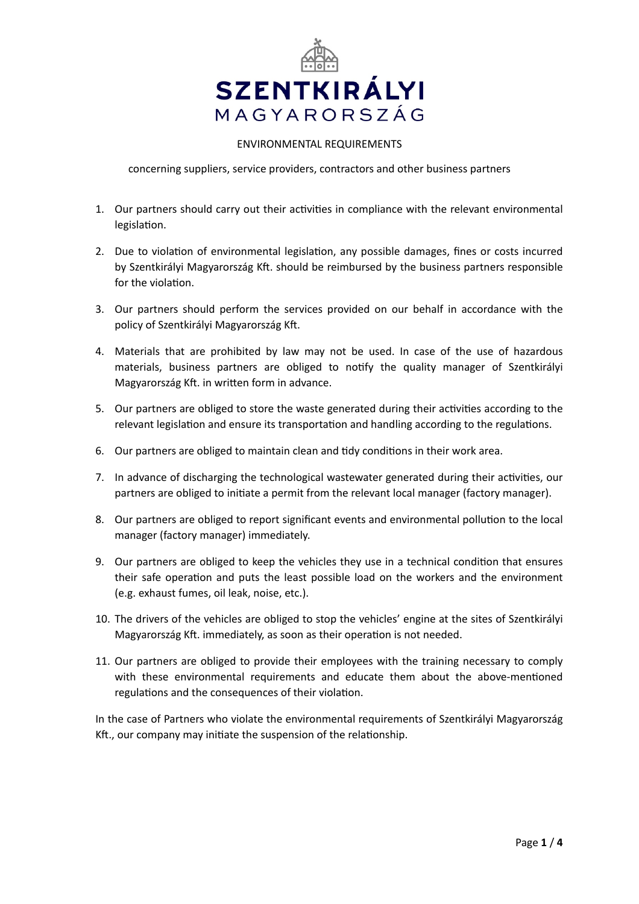# SZENTKIRÁLYI MAGYARORSZÁG

## ENVIRONMENTAL REQUIREMENTS

concerning suppliers, service providers, contractors and other business partners

1. Our partners should carry out their activities in compliance with the relevant environmental legislation.
2. Due to violation of environmental legislation, any possible damages, fines or costs incurred by Szentkirályi Magyarország Kft. should be reimbursed by the business partners responsible for the violation.
3. Our partners should perform the services provided on our behalf in accordance with the policy of Szentkirályi Magyarország Kft.
4. Materials that are prohibited by law may not be used. In case of the use of hazardous materials, business partners are obliged to notify the quality manager of Szentkirályi Magyarország Kft. in written form in advance.
5. Our partners are obliged to store the waste generated during their activities according to the relevant legislation and ensure its transportation and handling according to the regulations.
6. Our partners are obliged to maintain clean and tidy conditions in their work area.
7. In advance of discharging the technological wastewater generated during their activities, our partners are obliged to initiate a permit from the relevant local manager (factory manager).
8. Our partners are obliged to report significant events and environmental pollution to the local manager (factory manager) immediately.
9. Our partners are obliged to keep the vehicles they use in a technical condition that ensures their safe operation and puts the least possible load on the workers and the environment (e.g. exhaust fumes, oil leak, noise, etc.).
10. The drivers of the vehicles are obliged to stop the vehicles' engine at the sites of Szentkirályi Magyarország Kft. immediately, as soon as their operation is not needed.
11. Our partners are obliged to provide their employees with the training necessary to comply with these environmental requirements and educate them about the above-mentioned regulations and the consequences of their violation.

In the case of Partners who violate the environmental requirements of Szentkirályi Magyarország Kft., our company may initiate the suspension of the relationship.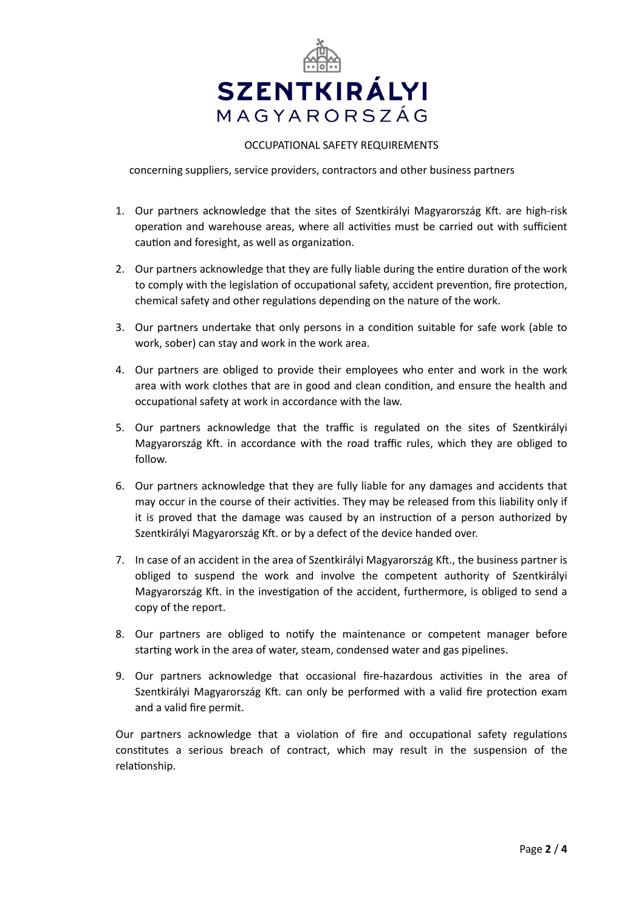SZENTKIRÁLYI

MAGYARORSZÁG

# OCCUPATIONAL SAFETY REQUIREMENTS

concerning suppliers, service providers, contractors and other business partners

1. Our partners acknowledge that the sites of Szentkirályi Magyarország Kft. are high-risk operation and warehouse areas, where all activities must be carried out with sufficient caution and foresight, as well as organization.

2. Our partners acknowledge that they are fully liable during the entire duration of the work to comply with the legislation of occupational safety, accident prevention, fire protection, chemical safety and other regulations depending on the nature of the work.

3. Our partners undertake that only persons in a condition suitable for safe work (able to work, sober) can stay and work in the work area.

4. Our partners are obliged to provide their employees who enter and work in the work area with work clothes that are in good and clean condition, and ensure the health and occupational safety at work in accordance with the law.

5. Our partners acknowledge that the traffic is regulated on the sites of Szentkirályi Magyarország Kft. in accordance with the road traffic rules, which they are obliged to follow.

6. Our partners acknowledge that they are fully liable for any damages and accidents that may occur in the course of their activities. They may be released from this liability only if it is proved that the damage was caused by an instruction of a person authorized by Szentkirályi Magyarország Kft. or by a defect of the device handed over.

7. In case of an accident in the area of Szentkirályi Magyarország Kft., the business partner is obliged to suspend the work and involve the competent authority of Szentkirályi Magyarország Kft. in the investigation of the accident, furthermore, is obliged to send a copy of the report.

8. Our partners are obliged to notify the maintenance or competent manager before starting work in the area of water, steam, condensed water and gas pipelines.

9. Our partners acknowledge that occasional fire-hazardous activities in the area of Szentkirályi Magyarország Kft. can only be performed with a valid fire protection exam and a valid fire permit.

Our partners acknowledge that a violation of fire and occupational safety regulations constitutes a serious breach of contract, which may result in the suspension of the relationship.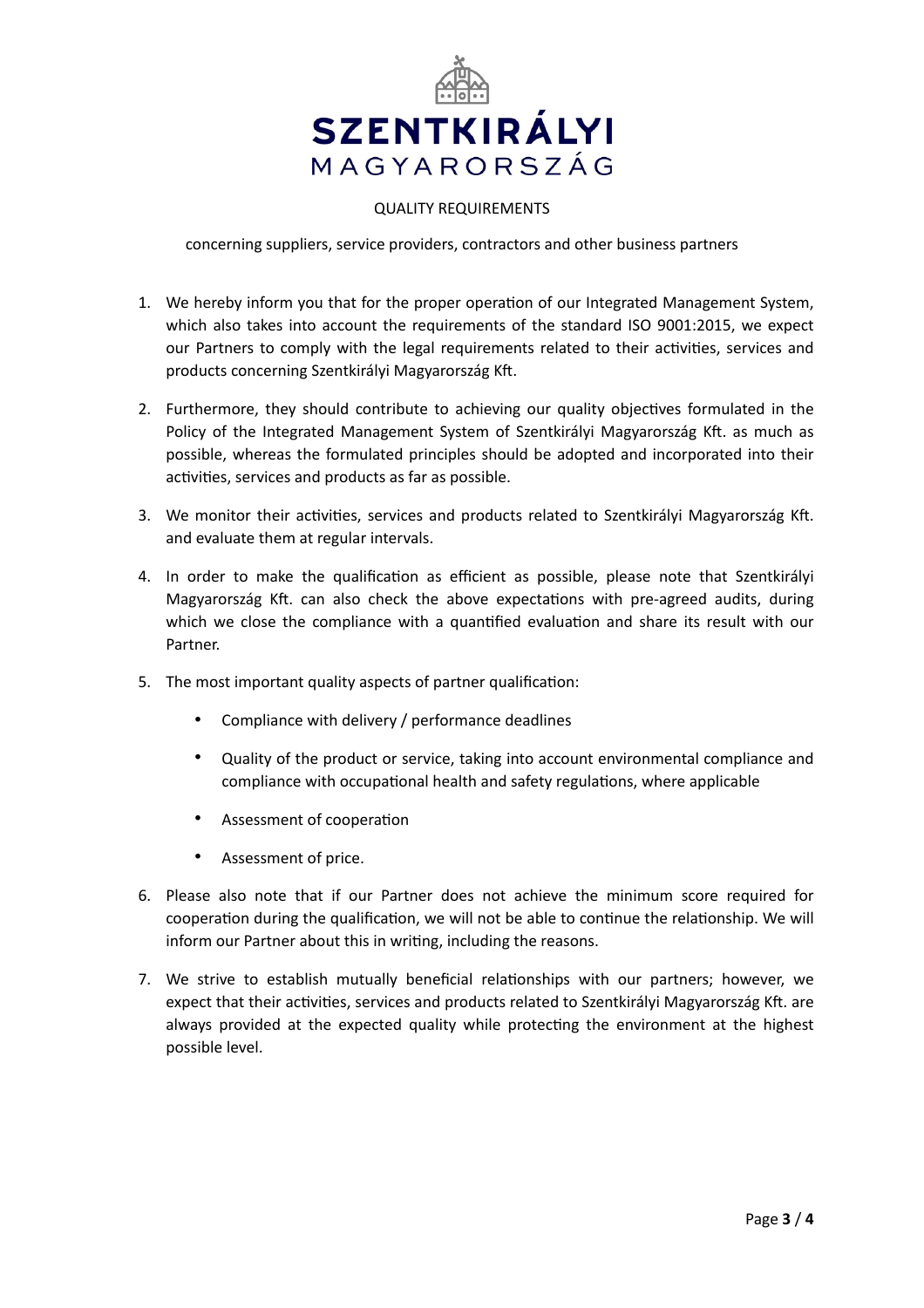SZENTKIRÁLYI
MAGYARORSZÁG

# QUALITY REQUIREMENTS

concerning suppliers, service providers, contractors and other business partners

1. We hereby inform you that for the proper operation of our Integrated Management System, which also takes into account the requirements of the standard ISO 9001:2015, we expect our Partners to comply with the legal requirements related to their activities, services and products concerning Szentkirályi Magyarország Kft.

2. Furthermore, they should contribute to achieving our quality objectives formulated in the Policy of the Integrated Management System of Szentkirályi Magyarország Kft. as much as possible, whereas the formulated principles should be adopted and incorporated into their activities, services and products as far as possible.

3. We monitor their activities, services and products related to Szentkirályi Magyarország Kft. and evaluate them at regular intervals.

4. In order to make the qualification as efficient as possible, please note that Szentkirályi Magyarország Kft. can also check the above expectations with pre-agreed audits, during which we close the compliance with a quantified evaluation and share its result with our Partner.

5. The most important quality aspects of partner qualification:
   - Compliance with delivery / performance deadlines
   - Quality of the product or service, taking into account environmental compliance and compliance with occupational health and safety regulations, where applicable
   - Assessment of cooperation
   - Assessment of price.

6. Please also note that if our Partner does not achieve the minimum score required for cooperation during the qualification, we will not be able to continue the relationship. We will inform our Partner about this in writing, including the reasons.

7. We strive to establish mutually beneficial relationships with our partners; however, we expect that their activities, services and products related to Szentkirályi Magyarország Kft. are always provided at the expected quality while protecting the environment at the highest possible level.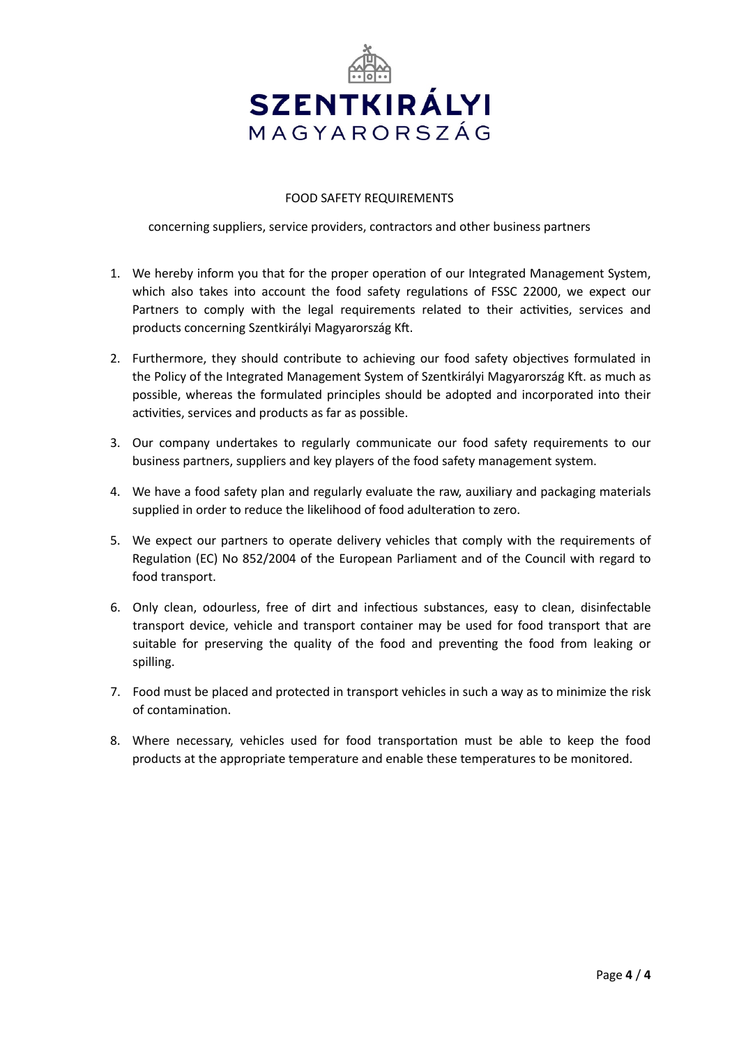SZENTKIRÁLYI

MAGYARORSZÁG

## FOOD SAFETY REQUIREMENTS

concerning suppliers, service providers, contractors and other business partners

1. We hereby inform you that for the proper operation of our Integrated Management System, which also takes into account the food safety regulations of FSSC 22000, we expect our Partners to comply with the legal requirements related to their activities, services and products concerning Szentkirályi Magyarország Kft.

2. Furthermore, they should contribute to achieving our food safety objectives formulated in the Policy of the Integrated Management System of Szentkirályi Magyarország Kft. as much as possible, whereas the formulated principles should be adopted and incorporated into their activities, services and products as far as possible.

3. Our company undertakes to regularly communicate our food safety requirements to our business partners, suppliers and key players of the food safety management system.

4. We have a food safety plan and regularly evaluate the raw, auxiliary and packaging materials supplied in order to reduce the likelihood of food adulteration to zero.

5. We expect our partners to operate delivery vehicles that comply with the requirements of Regulation (EC) No 852/2004 of the European Parliament and of the Council with regard to food transport.

6. Only clean, odourless, free of dirt and infectious substances, easy to clean, disinfectable transport device, vehicle and transport container may be used for food transport that are suitable for preserving the quality of the food and preventing the food from leaking or spilling.

7. Food must be placed and protected in transport vehicles in such a way as to minimize the risk of contamination.

8. Where necessary, vehicles used for food transportation must be able to keep the food products at the appropriate temperature and enable these temperatures to be monitored.